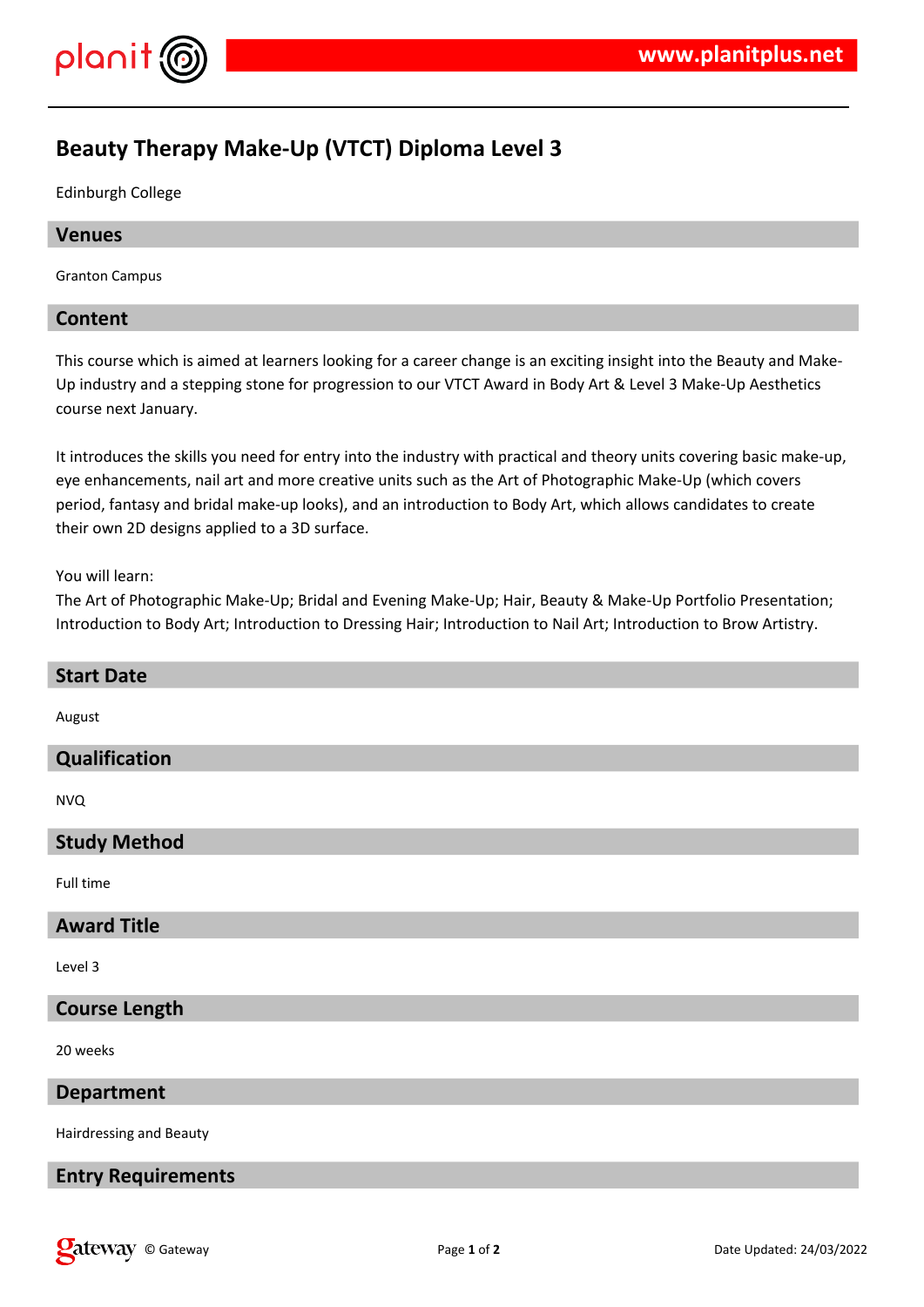# Beauty Therapy Make-Up (VTCT) Diploma Level 3

Edinburgh College

## Venues

Granton Campus

## Content

This course which is aimed at learners looking for a career change is an exciting insight into the Beauty and Make-Up industry and a stepping stone for progression to our VTCT Award in Body Art & Level 3 Make-Up Aesthetics course next January.

It introduces the skills you need for entry into the industry with practical and theory units covering basic make-up, eye enhancements, nail art and more creative units such as the Art of Photographic Make-Up (which covers period, fantasy and bridal make-up looks), and an introduction to Body Art, which allows candidates to create their own 2D designs applied to a 3D surface.

You will learn:
The Art of Photographic Make-Up; Bridal and Evening Make-Up; Hair, Beauty & Make-Up Portfolio Presentation; Introduction to Body Art; Introduction to Dressing Hair; Introduction to Nail Art; Introduction to Brow Artistry.

## Start Date

August

## Qualification

NVQ

## Study Method

Full time

## Award Title

Level 3

## Course Length

20 weeks

## Department

Hairdressing and Beauty

## Entry Requirements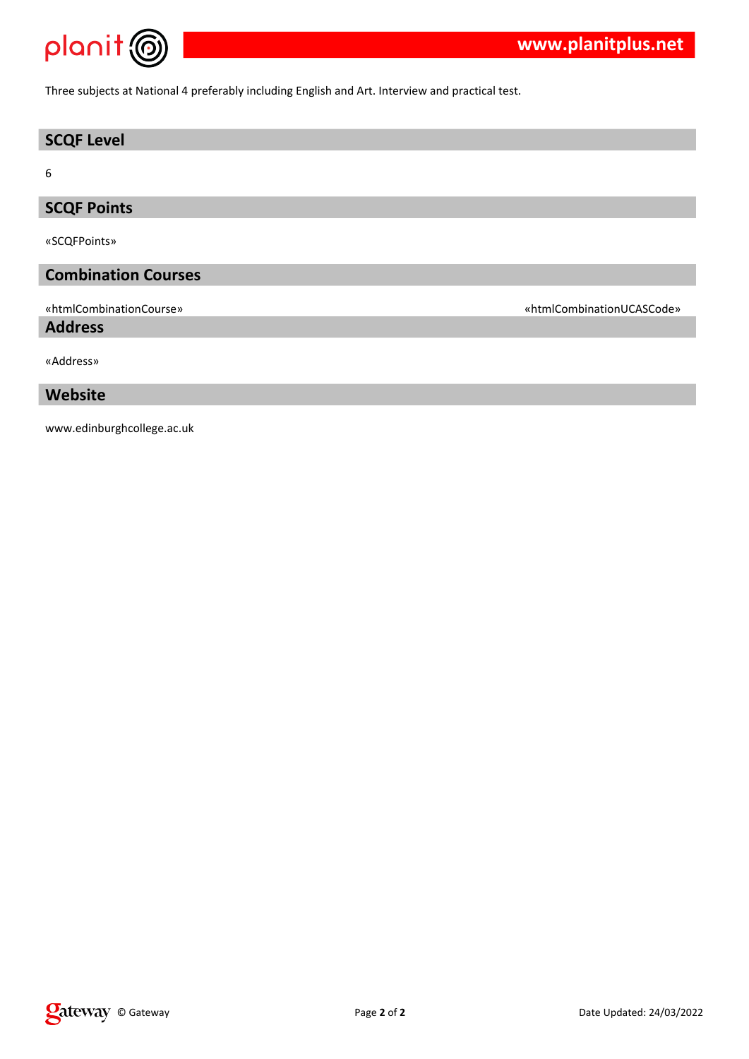Three subjects at National 4 preferably including English and Art. Interview and practical test.

## SCQF Level

6

## SCQF Points

«SCQFPoints»

## Combination Courses

«htmlCombinationCourse» «htmlCombinationUCASCode»

## Address

«Address»

## Website

www.edinburghcollege.ac.uk